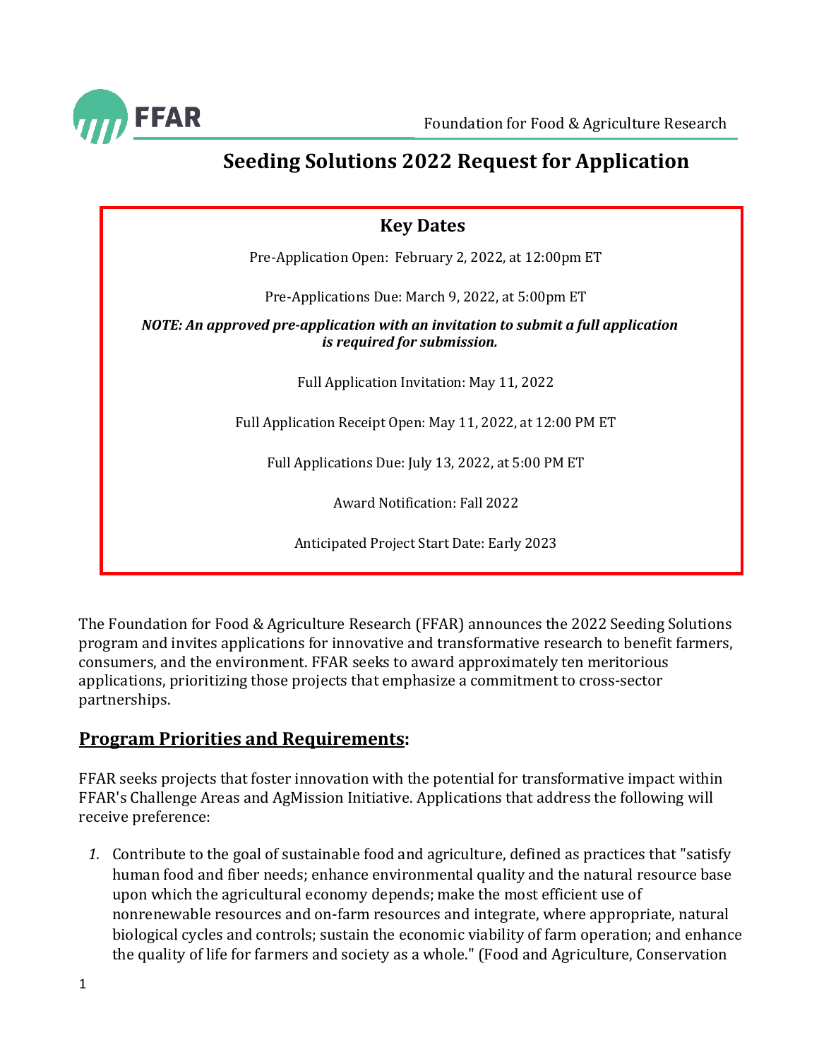# Seeding Solutions 2022 Request for Application

**Key Dates**

Pre-Application Open: February 2, 2022, at 12:00pm ET

Pre-Applications Due: March 9, 2022, at 5:00pm ET

***NOTE: An approved pre-application with an invitation to submit a full application is required for submission.***

Full Application Invitation: May 11, 2022

Full Application Receipt Open: May 11, 2022, at 12:00 PM ET

Full Applications Due: July 13, 2022, at 5:00 PM ET

Award Notification: Fall 2022

Anticipated Project Start Date: Early 2023

The Foundation for Food & Agriculture Research (FFAR) announces the 2022 Seeding Solutions program and invites applications for innovative and transformative research to benefit farmers, consumers, and the environment. FFAR seeks to award approximately ten meritorious applications, prioritizing those projects that emphasize a commitment to cross-sector partnerships.

## Program Priorities and Requirements:

FFAR seeks projects that foster innovation with the potential for transformative impact within FFAR's Challenge Areas and AgMission Initiative. Applications that address the following will receive preference:

1. Contribute to the goal of sustainable food and agriculture, defined as practices that "satisfy human food and fiber needs; enhance environmental quality and the natural resource base upon which the agricultural economy depends; make the most efficient use of nonrenewable resources and on-farm resources and integrate, where appropriate, natural biological cycles and controls; sustain the economic viability of farm operation; and enhance the quality of life for farmers and society as a whole." (Food and Agriculture, Conservation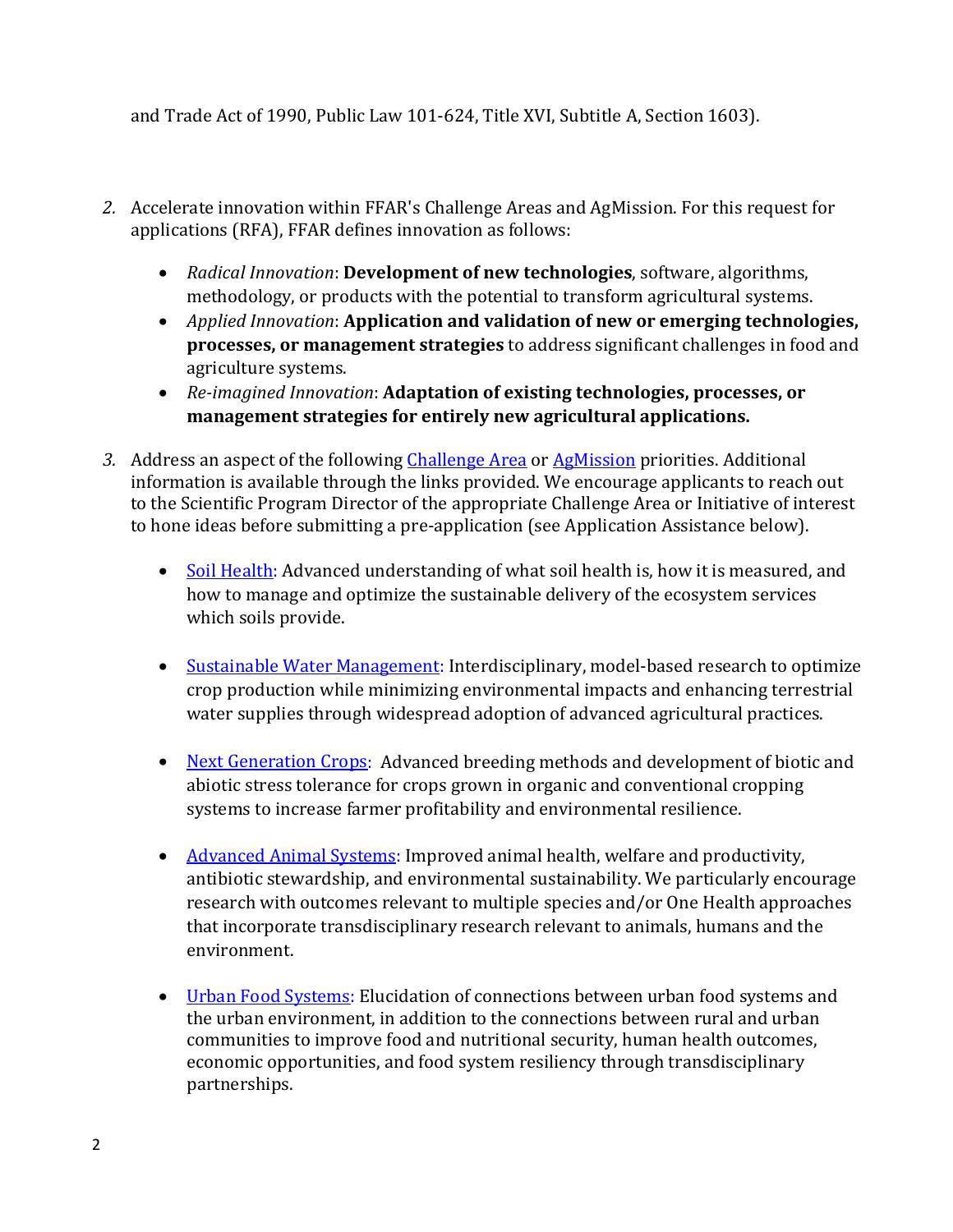and Trade Act of 1990, Public Law 101-624, Title XVI, Subtitle A, Section 1603).

2. Accelerate innovation within FFAR's Challenge Areas and AgMission. For this request for applications (RFA), FFAR defines innovation as follows:

    - *Radical Innovation*: **Development of new technologies**, software, algorithms, methodology, or products with the potential to transform agricultural systems.
    - *Applied Innovation*: **Application and validation of new or emerging technologies, processes, or management strategies** to address significant challenges in food and agriculture systems.
    - *Re-imagined Innovation*: **Adaptation of existing technologies, processes, or management strategies for entirely new agricultural applications.**

3. Address an aspect of the following Challenge Area or AgMission priorities. Additional information is available through the links provided. We encourage applicants to reach out to the Scientific Program Director of the appropriate Challenge Area or Initiative of interest to hone ideas before submitting a pre-application (see Application Assistance below).

    - Soil Health: Advanced understanding of what soil health is, how it is measured, and how to manage and optimize the sustainable delivery of the ecosystem services which soils provide.

    - Sustainable Water Management: Interdisciplinary, model-based research to optimize crop production while minimizing environmental impacts and enhancing terrestrial water supplies through widespread adoption of advanced agricultural practices.

    - Next Generation Crops: Advanced breeding methods and development of biotic and abiotic stress tolerance for crops grown in organic and conventional cropping systems to increase farmer profitability and environmental resilience.

    - Advanced Animal Systems: Improved animal health, welfare and productivity, antibiotic stewardship, and environmental sustainability. We particularly encourage research with outcomes relevant to multiple species and/or One Health approaches that incorporate transdisciplinary research relevant to animals, humans and the environment.

    - Urban Food Systems: Elucidation of connections between urban food systems and the urban environment, in addition to the connections between rural and urban communities to improve food and nutritional security, human health outcomes, economic opportunities, and food system resiliency through transdisciplinary partnerships.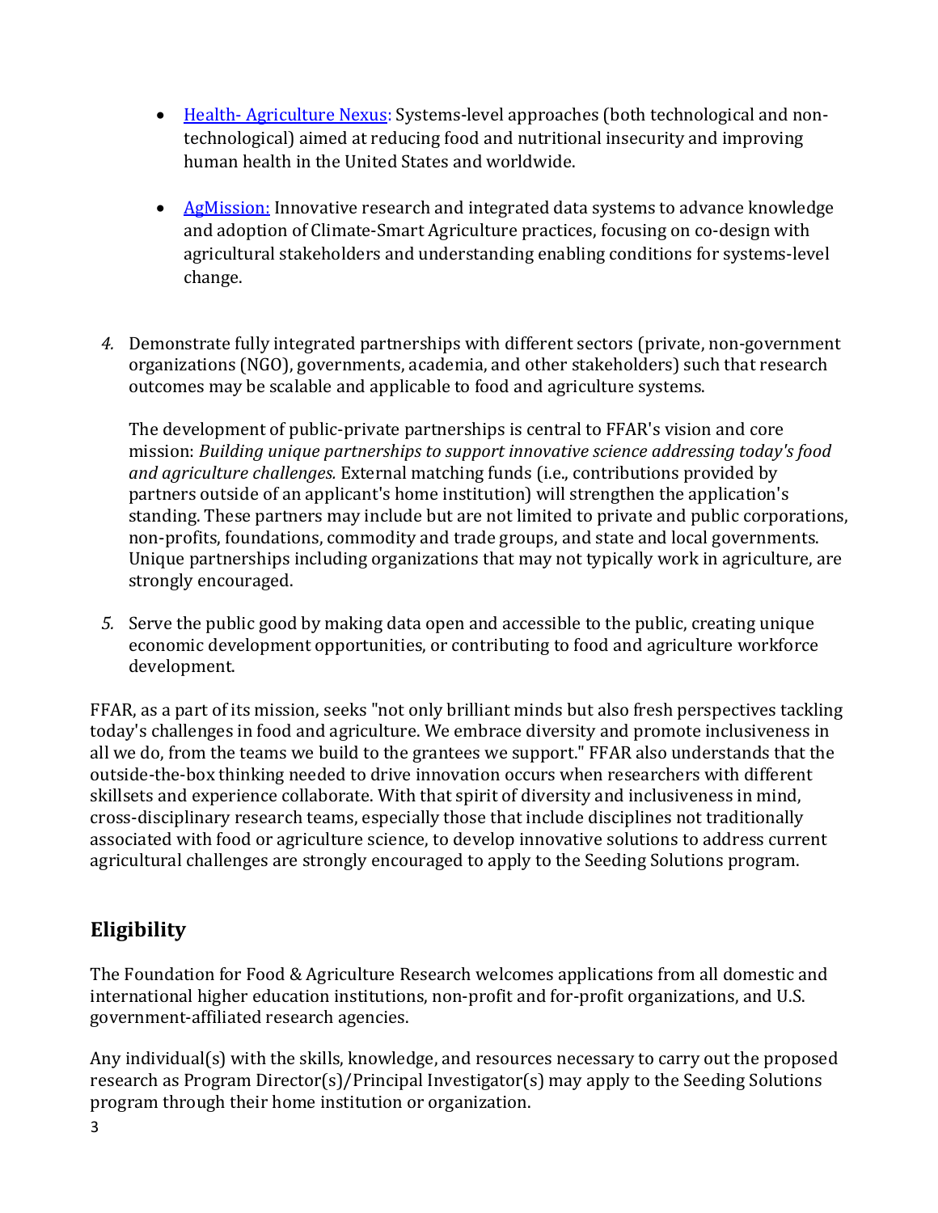- [Health- Agriculture Nexus](): Systems-level approaches (both technological and non-technological) aimed at reducing food and nutritional insecurity and improving human health in the United States and worldwide.

- [AgMission:]() Innovative research and integrated data systems to advance knowledge and adoption of Climate-Smart Agriculture practices, focusing on co-design with agricultural stakeholders and understanding enabling conditions for systems-level change.

4. Demonstrate fully integrated partnerships with different sectors (private, non-government organizations (NGO), governments, academia, and other stakeholders) such that research outcomes may be scalable and applicable to food and agriculture systems.

   The development of public-private partnerships is central to FFAR's vision and core mission: *Building unique partnerships to support innovative science addressing today's food and agriculture challenges.* External matching funds (i.e., contributions provided by partners outside of an applicant's home institution) will strengthen the application's standing. These partners may include but are not limited to private and public corporations, non-profits, foundations, commodity and trade groups, and state and local governments. Unique partnerships including organizations that may not typically work in agriculture, are strongly encouraged.

5. Serve the public good by making data open and accessible to the public, creating unique economic development opportunities, or contributing to food and agriculture workforce development.

FFAR, as a part of its mission, seeks "not only brilliant minds but also fresh perspectives tackling today's challenges in food and agriculture. We embrace diversity and promote inclusiveness in all we do, from the teams we build to the grantees we support." FFAR also understands that the outside-the-box thinking needed to drive innovation occurs when researchers with different skillsets and experience collaborate. With that spirit of diversity and inclusiveness in mind, cross-disciplinary research teams, especially those that include disciplines not traditionally associated with food or agriculture science, to develop innovative solutions to address current agricultural challenges are strongly encouraged to apply to the Seeding Solutions program.

## Eligibility

The Foundation for Food & Agriculture Research welcomes applications from all domestic and international higher education institutions, non-profit and for-profit organizations, and U.S. government-affiliated research agencies.

Any individual(s) with the skills, knowledge, and resources necessary to carry out the proposed research as Program Director(s)/Principal Investigator(s) may apply to the Seeding Solutions program through their home institution or organization.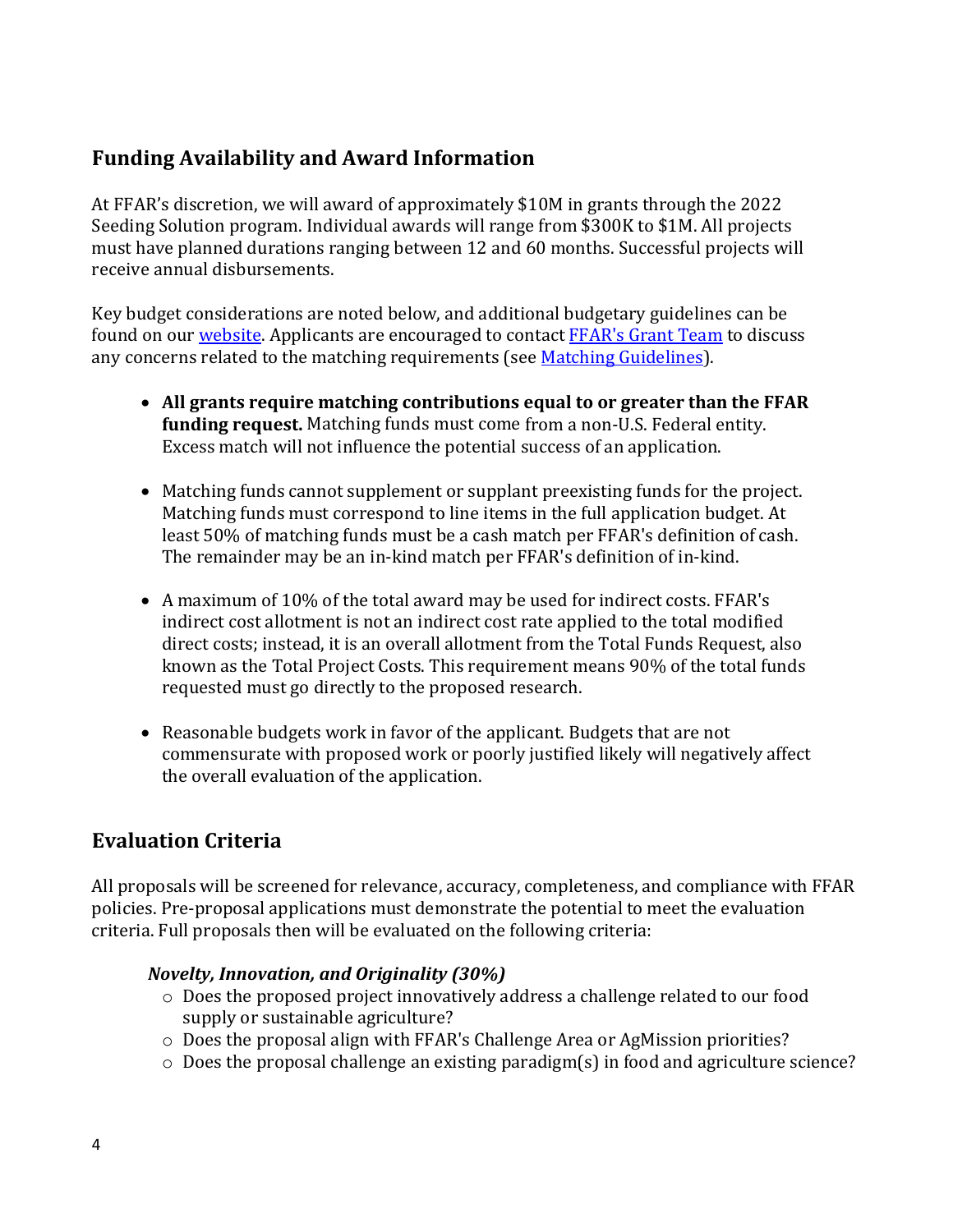## Funding Availability and Award Information

At FFAR's discretion, we will award of approximately $10M in grants through the 2022 Seeding Solution program. Individual awards will range from $300K to $1M. All projects must have planned durations ranging between 12 and 60 months. Successful projects will receive annual disbursements.

Key budget considerations are noted below, and additional budgetary guidelines can be found on our website. Applicants are encouraged to contact FFAR's Grant Team to discuss any concerns related to the matching requirements (see Matching Guidelines).

- **All grants require matching contributions equal to or greater than the FFAR funding request.** Matching funds must come from a non-U.S. Federal entity. Excess match will not influence the potential success of an application.
- Matching funds cannot supplement or supplant preexisting funds for the project. Matching funds must correspond to line items in the full application budget. At least 50% of matching funds must be a cash match per FFAR's definition of cash. The remainder may be an in-kind match per FFAR's definition of in-kind.
- A maximum of 10% of the total award may be used for indirect costs. FFAR's indirect cost allotment is not an indirect cost rate applied to the total modified direct costs; instead, it is an overall allotment from the Total Funds Request, also known as the Total Project Costs. This requirement means 90% of the total funds requested must go directly to the proposed research.
- Reasonable budgets work in favor of the applicant. Budgets that are not commensurate with proposed work or poorly justified likely will negatively affect the overall evaluation of the application.

## Evaluation Criteria

All proposals will be screened for relevance, accuracy, completeness, and compliance with FFAR policies. Pre-proposal applications must demonstrate the potential to meet the evaluation criteria. Full proposals then will be evaluated on the following criteria:

***Novelty, Innovation, and Originality (30%)***

- Does the proposed project innovatively address a challenge related to our food supply or sustainable agriculture?
- Does the proposal align with FFAR's Challenge Area or AgMission priorities?
- Does the proposal challenge an existing paradigm(s) in food and agriculture science?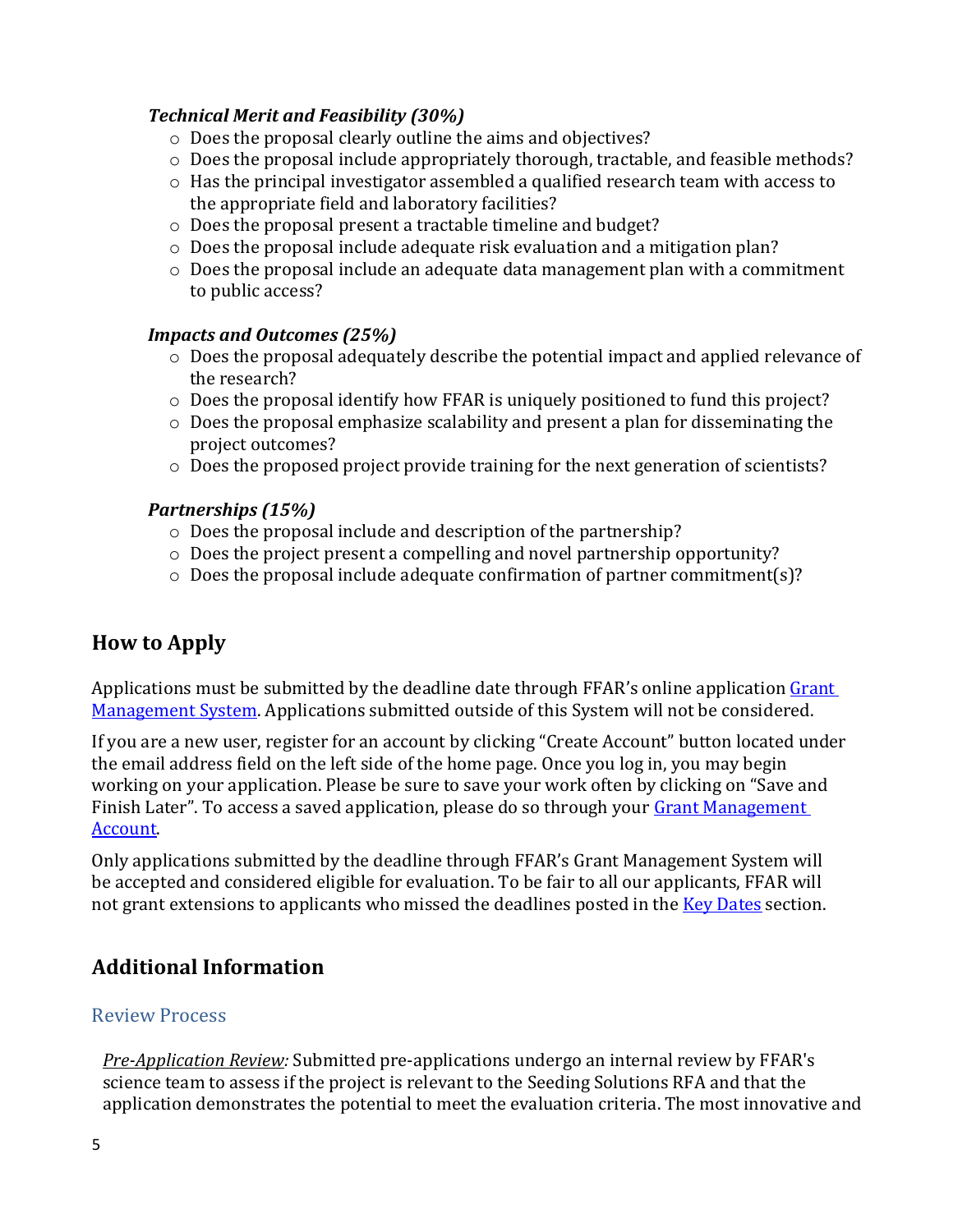*Technical Merit and Feasibility (30%)*

- Does the proposal clearly outline the aims and objectives?
- Does the proposal include appropriately thorough, tractable, and feasible methods?
- Has the principal investigator assembled a qualified research team with access to the appropriate field and laboratory facilities?
- Does the proposal present a tractable timeline and budget?
- Does the proposal include adequate risk evaluation and a mitigation plan?
- Does the proposal include an adequate data management plan with a commitment to public access?

*Impacts and Outcomes (25%)*

- Does the proposal adequately describe the potential impact and applied relevance of the research?
- Does the proposal identify how FFAR is uniquely positioned to fund this project?
- Does the proposal emphasize scalability and present a plan for disseminating the project outcomes?
- Does the proposed project provide training for the next generation of scientists?

*Partnerships (15%)*

- Does the proposal include and description of the partnership?
- Does the project present a compelling and novel partnership opportunity?
- Does the proposal include adequate confirmation of partner commitment(s)?

## How to Apply

Applications must be submitted by the deadline date through FFAR's online application Grant Management System. Applications submitted outside of this System will not be considered.

If you are a new user, register for an account by clicking "Create Account" button located under the email address field on the left side of the home page. Once you log in, you may begin working on your application. Please be sure to save your work often by clicking on "Save and Finish Later". To access a saved application, please do so through your Grant Management Account.

Only applications submitted by the deadline through FFAR's Grant Management System will be accepted and considered eligible for evaluation. To be fair to all our applicants, FFAR will not grant extensions to applicants who missed the deadlines posted in the Key Dates section.

## Additional Information

### Review Process

*Pre-Application Review:* Submitted pre-applications undergo an internal review by FFAR's science team to assess if the project is relevant to the Seeding Solutions RFA and that the application demonstrates the potential to meet the evaluation criteria. The most innovative and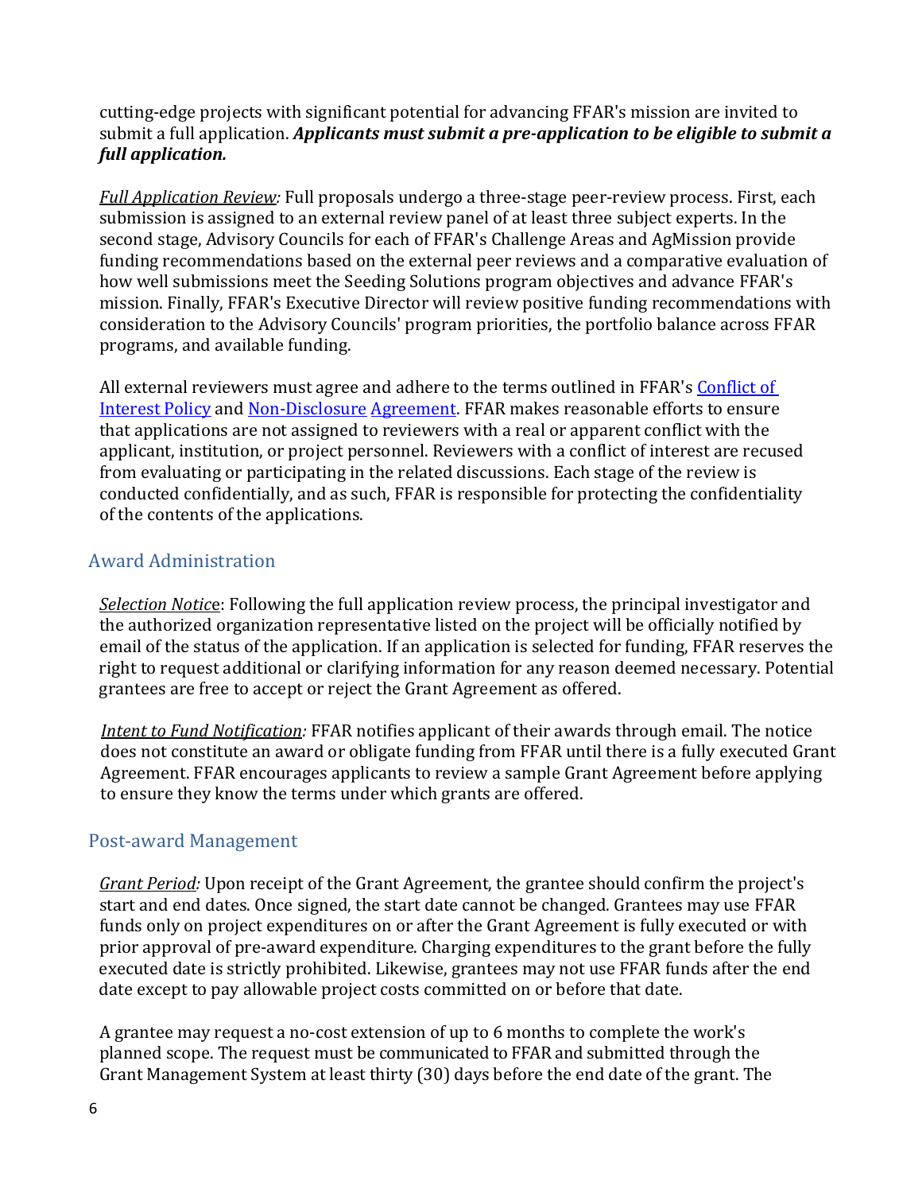cutting-edge projects with significant potential for advancing FFAR's mission are invited to submit a full application. ***Applicants must submit a pre-application to be eligible to submit a full application.***

*Full Application Review:* Full proposals undergo a three-stage peer-review process. First, each submission is assigned to an external review panel of at least three subject experts. In the second stage, Advisory Councils for each of FFAR's Challenge Areas and AgMission provide funding recommendations based on the external peer reviews and a comparative evaluation of how well submissions meet the Seeding Solutions program objectives and advance FFAR's mission. Finally, FFAR's Executive Director will review positive funding recommendations with consideration to the Advisory Councils' program priorities, the portfolio balance across FFAR programs, and available funding.

All external reviewers must agree and adhere to the terms outlined in FFAR's Conflict of Interest Policy and Non-Disclosure Agreement. FFAR makes reasonable efforts to ensure that applications are not assigned to reviewers with a real or apparent conflict with the applicant, institution, or project personnel. Reviewers with a conflict of interest are recused from evaluating or participating in the related discussions. Each stage of the review is conducted confidentially, and as such, FFAR is responsible for protecting the confidentiality of the contents of the applications.

## Award Administration

*Selection Notice*: Following the full application review process, the principal investigator and the authorized organization representative listed on the project will be officially notified by email of the status of the application. If an application is selected for funding, FFAR reserves the right to request additional or clarifying information for any reason deemed necessary. Potential grantees are free to accept or reject the Grant Agreement as offered.

*Intent to Fund Notification:* FFAR notifies applicant of their awards through email. The notice does not constitute an award or obligate funding from FFAR until there is a fully executed Grant Agreement. FFAR encourages applicants to review a sample Grant Agreement before applying to ensure they know the terms under which grants are offered.

## Post-award Management

*Grant Period:* Upon receipt of the Grant Agreement, the grantee should confirm the project's start and end dates. Once signed, the start date cannot be changed. Grantees may use FFAR funds only on project expenditures on or after the Grant Agreement is fully executed or with prior approval of pre-award expenditure. Charging expenditures to the grant before the fully executed date is strictly prohibited. Likewise, grantees may not use FFAR funds after the end date except to pay allowable project costs committed on or before that date.

A grantee may request a no-cost extension of up to 6 months to complete the work's planned scope. The request must be communicated to FFAR and submitted through the Grant Management System at least thirty (30) days before the end date of the grant. The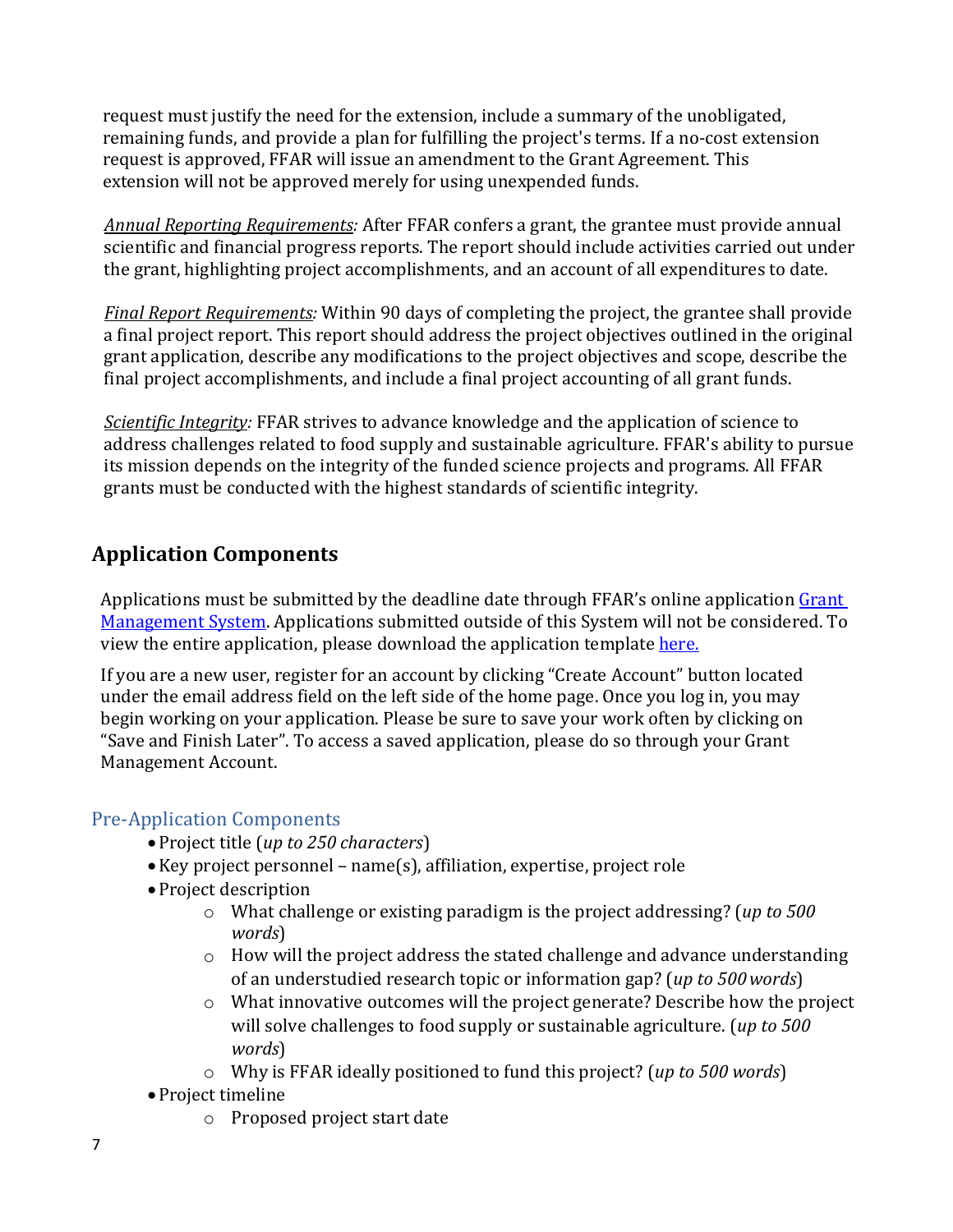request must justify the need for the extension, include a summary of the unobligated, remaining funds, and provide a plan for fulfilling the project's terms. If a no-cost extension request is approved, FFAR will issue an amendment to the Grant Agreement. This extension will not be approved merely for using unexpended funds.

*Annual Reporting Requirements:* After FFAR confers a grant, the grantee must provide annual scientific and financial progress reports. The report should include activities carried out under the grant, highlighting project accomplishments, and an account of all expenditures to date.

*Final Report Requirements:* Within 90 days of completing the project, the grantee shall provide a final project report. This report should address the project objectives outlined in the original grant application, describe any modifications to the project objectives and scope, describe the final project accomplishments, and include a final project accounting of all grant funds.

*Scientific Integrity:* FFAR strives to advance knowledge and the application of science to address challenges related to food supply and sustainable agriculture. FFAR's ability to pursue its mission depends on the integrity of the funded science projects and programs. All FFAR grants must be conducted with the highest standards of scientific integrity.

## Application Components

Applications must be submitted by the deadline date through FFAR's online application [Grant Management System](). Applications submitted outside of this System will not be considered. To view the entire application, please download the application template [here.]()

If you are a new user, register for an account by clicking "Create Account" button located under the email address field on the left side of the home page. Once you log in, you may begin working on your application. Please be sure to save your work often by clicking on "Save and Finish Later". To access a saved application, please do so through your Grant Management Account.

### Pre-Application Components

- Project title (*up to 250 characters*)
- Key project personnel – name(s), affiliation, expertise, project role
- Project description
    - What challenge or existing paradigm is the project addressing? (*up to 500 words*)
    - How will the project address the stated challenge and advance understanding of an understudied research topic or information gap? (*up to 500 words*)
    - What innovative outcomes will the project generate? Describe how the project will solve challenges to food supply or sustainable agriculture. (*up to 500 words*)
    - Why is FFAR ideally positioned to fund this project? (*up to 500 words*)
- Project timeline
    - Proposed project start date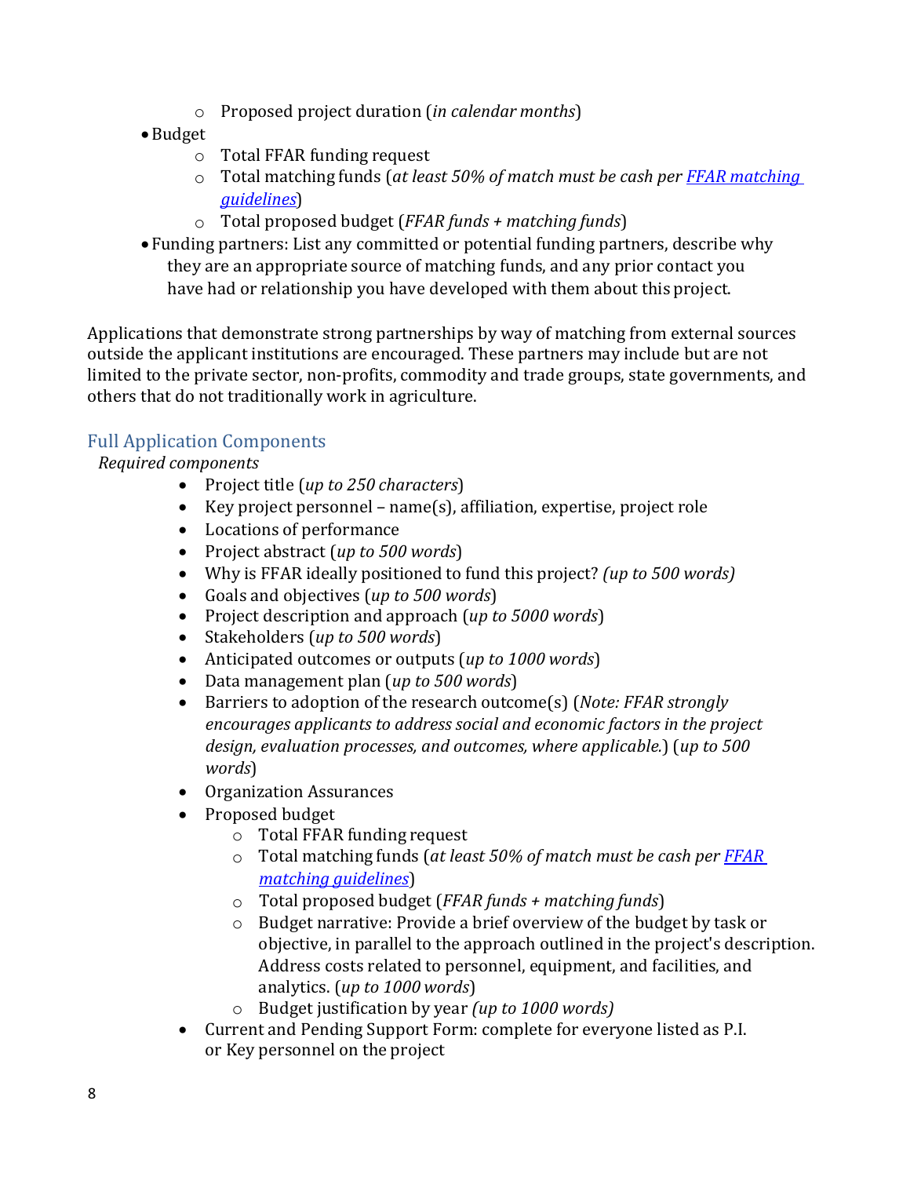- Proposed project duration (*in calendar months*)
- Budget
    - Total FFAR funding request
    - Total matching funds (*at least 50% of match must be cash per [FFAR matching guidelines](#)*)
    - Total proposed budget (*FFAR funds + matching funds*)
- Funding partners: List any committed or potential funding partners, describe why they are an appropriate source of matching funds, and any prior contact you have had or relationship you have developed with them about this project.

Applications that demonstrate strong partnerships by way of matching from external sources outside the applicant institutions are encouraged. These partners may include but are not limited to the private sector, non-profits, commodity and trade groups, state governments, and others that do not traditionally work in agriculture.

## Full Application Components

*Required components*

- Project title (*up to 250 characters*)
- Key project personnel – name(s), affiliation, expertise, project role
- Locations of performance
- Project abstract (*up to 500 words*)
- Why is FFAR ideally positioned to fund this project? *(up to 500 words)*
- Goals and objectives (*up to 500 words*)
- Project description and approach (*up to 5000 words*)
- Stakeholders (*up to 500 words*)
- Anticipated outcomes or outputs (*up to 1000 words*)
- Data management plan (*up to 500 words*)
- Barriers to adoption of the research outcome(s) (*Note: FFAR strongly encourages applicants to address social and economic factors in the project design, evaluation processes, and outcomes, where applicable.*) (*up to 500 words*)
- Organization Assurances
- Proposed budget
    - Total FFAR funding request
    - Total matching funds (*at least 50% of match must be cash per [FFAR matching guidelines](#)*)
    - Total proposed budget (*FFAR funds + matching funds*)
    - Budget narrative: Provide a brief overview of the budget by task or objective, in parallel to the approach outlined in the project's description. Address costs related to personnel, equipment, and facilities, and analytics. (*up to 1000 words*)
    - Budget justification by year *(up to 1000 words)*
- Current and Pending Support Form: complete for everyone listed as P.I. or Key personnel on the project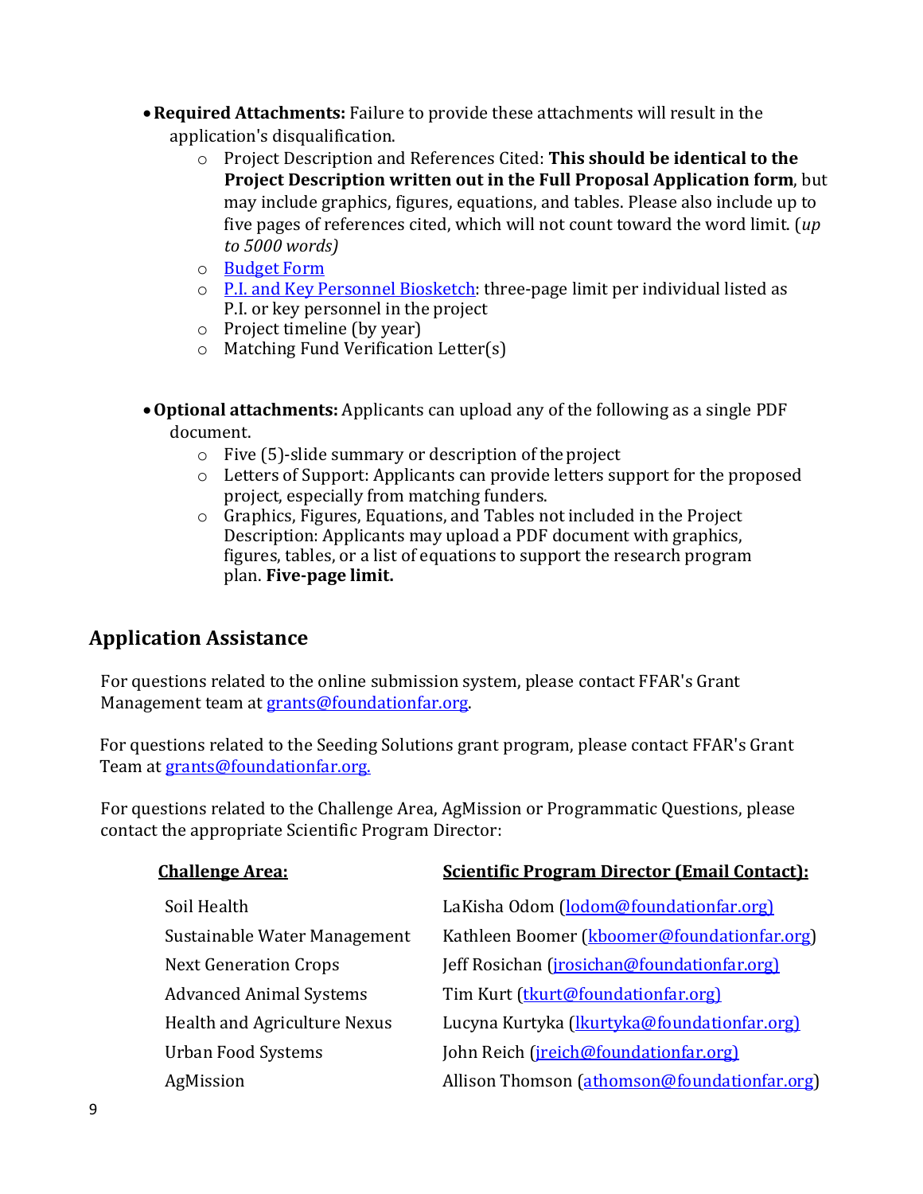- **Required Attachments:** Failure to provide these attachments will result in the application's disqualification.
  - Project Description and References Cited: **This should be identical to the Project Description written out in the Full Proposal Application form**, but may include graphics, figures, equations, and tables. Please also include up to five pages of references cited, which will not count toward the word limit. (*up to 5000 words)*
  - Budget Form
  - P.I. and Key Personnel Biosketch: three-page limit per individual listed as P.I. or key personnel in the project
  - Project timeline (by year)
  - Matching Fund Verification Letter(s)

- **Optional attachments:** Applicants can upload any of the following as a single PDF document.
  - Five (5)-slide summary or description of the project
  - Letters of Support: Applicants can provide letters support for the proposed project, especially from matching funders.
  - Graphics, Figures, Equations, and Tables not included in the Project Description: Applicants may upload a PDF document with graphics, figures, tables, or a list of equations to support the research program plan. **Five-page limit.**

## Application Assistance

For questions related to the online submission system, please contact FFAR's Grant Management team at grants@foundationfar.org.

For questions related to the Seeding Solutions grant program, please contact FFAR's Grant Team at grants@foundationfar.org.

For questions related to the Challenge Area, AgMission or Programmatic Questions, please contact the appropriate Scientific Program Director:

| Challenge Area: | Scientific Program Director (Email Contact): |
|---|---|
| Soil Health | LaKisha Odom (lodom@foundationfar.org) |
| Sustainable Water Management | Kathleen Boomer (kboomer@foundationfar.org) |
| Next Generation Crops | Jeff Rosichan (jrosichan@foundationfar.org) |
| Advanced Animal Systems | Tim Kurt (tkurt@foundationfar.org) |
| Health and Agriculture Nexus | Lucyna Kurtyka (lkurtyka@foundationfar.org) |
| Urban Food Systems | John Reich (jreich@foundationfar.org) |
| AgMission | Allison Thomson (athomson@foundationfar.org) |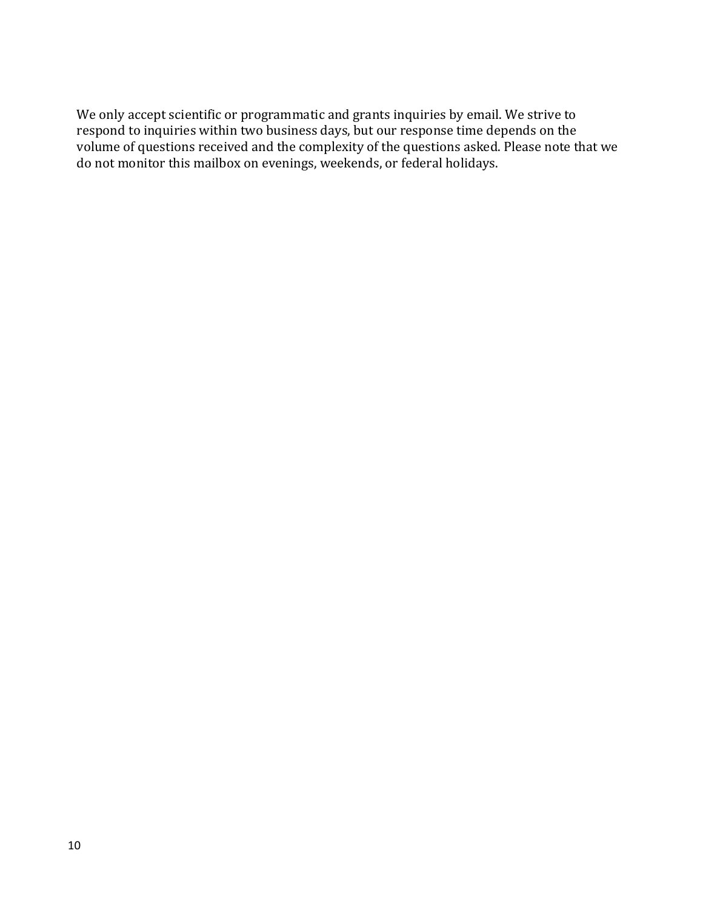We only accept scientific or programmatic and grants inquiries by email. We strive to respond to inquiries within two business days, but our response time depends on the volume of questions received and the complexity of the questions asked. Please note that we do not monitor this mailbox on evenings, weekends, or federal holidays.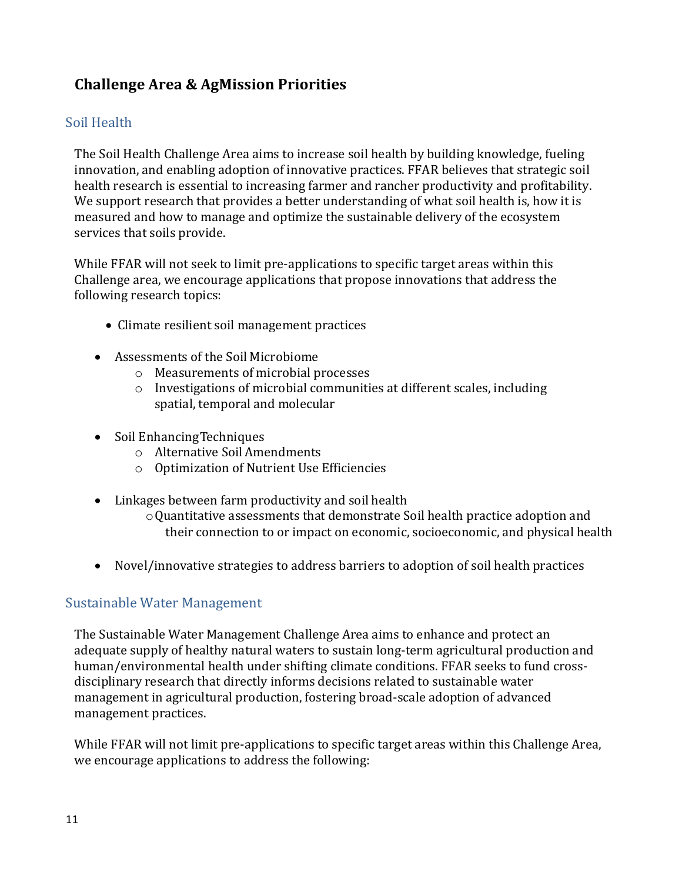## Challenge Area & AgMission Priorities

### Soil Health

The Soil Health Challenge Area aims to increase soil health by building knowledge, fueling innovation, and enabling adoption of innovative practices. FFAR believes that strategic soil health research is essential to increasing farmer and rancher productivity and profitability. We support research that provides a better understanding of what soil health is, how it is measured and how to manage and optimize the sustainable delivery of the ecosystem services that soils provide.

While FFAR will not seek to limit pre-applications to specific target areas within this Challenge area, we encourage applications that propose innovations that address the following research topics:

- Climate resilient soil management practices
- Assessments of the Soil Microbiome
  - Measurements of microbial processes
  - Investigations of microbial communities at different scales, including spatial, temporal and molecular
- Soil Enhancing Techniques
  - Alternative Soil Amendments
  - Optimization of Nutrient Use Efficiencies
- Linkages between farm productivity and soil health
  - Quantitative assessments that demonstrate Soil health practice adoption and their connection to or impact on economic, socioeconomic, and physical health
- Novel/innovative strategies to address barriers to adoption of soil health practices

### Sustainable Water Management

The Sustainable Water Management Challenge Area aims to enhance and protect an adequate supply of healthy natural waters to sustain long-term agricultural production and human/environmental health under shifting climate conditions. FFAR seeks to fund cross-disciplinary research that directly informs decisions related to sustainable water management in agricultural production, fostering broad-scale adoption of advanced management practices.

While FFAR will not limit pre-applications to specific target areas within this Challenge Area, we encourage applications to address the following: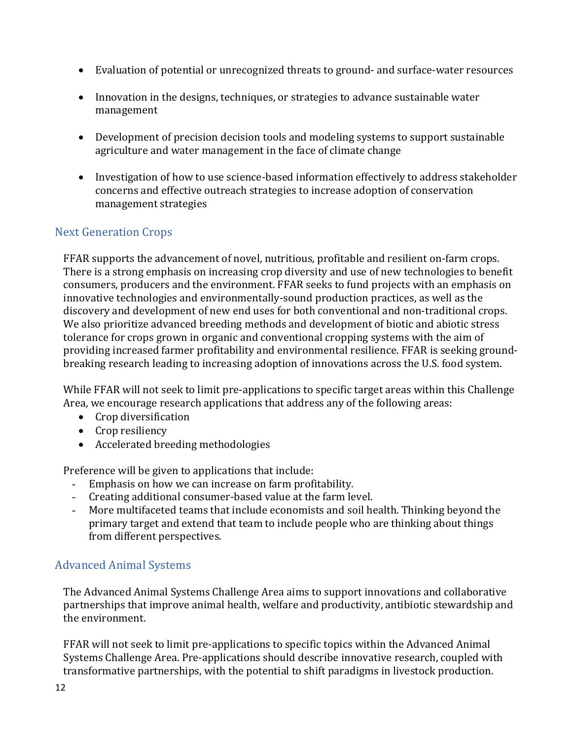- Evaluation of potential or unrecognized threats to ground- and surface-water resources
- Innovation in the designs, techniques, or strategies to advance sustainable water management
- Development of precision decision tools and modeling systems to support sustainable agriculture and water management in the face of climate change
- Investigation of how to use science-based information effectively to address stakeholder concerns and effective outreach strategies to increase adoption of conservation management strategies

## Next Generation Crops

FFAR supports the advancement of novel, nutritious, profitable and resilient on-farm crops. There is a strong emphasis on increasing crop diversity and use of new technologies to benefit consumers, producers and the environment. FFAR seeks to fund projects with an emphasis on innovative technologies and environmentally-sound production practices, as well as the discovery and development of new end uses for both conventional and non-traditional crops. We also prioritize advanced breeding methods and development of biotic and abiotic stress tolerance for crops grown in organic and conventional cropping systems with the aim of providing increased farmer profitability and environmental resilience. FFAR is seeking ground-breaking research leading to increasing adoption of innovations across the U.S. food system.

While FFAR will not seek to limit pre-applications to specific target areas within this Challenge Area, we encourage research applications that address any of the following areas:

- Crop diversification
- Crop resiliency
- Accelerated breeding methodologies

Preference will be given to applications that include:

- Emphasis on how we can increase on farm profitability.
- Creating additional consumer-based value at the farm level.
- More multifaceted teams that include economists and soil health. Thinking beyond the primary target and extend that team to include people who are thinking about things from different perspectives.

## Advanced Animal Systems

The Advanced Animal Systems Challenge Area aims to support innovations and collaborative partnerships that improve animal health, welfare and productivity, antibiotic stewardship and the environment.

FFAR will not seek to limit pre-applications to specific topics within the Advanced Animal Systems Challenge Area. Pre-applications should describe innovative research, coupled with transformative partnerships, with the potential to shift paradigms in livestock production.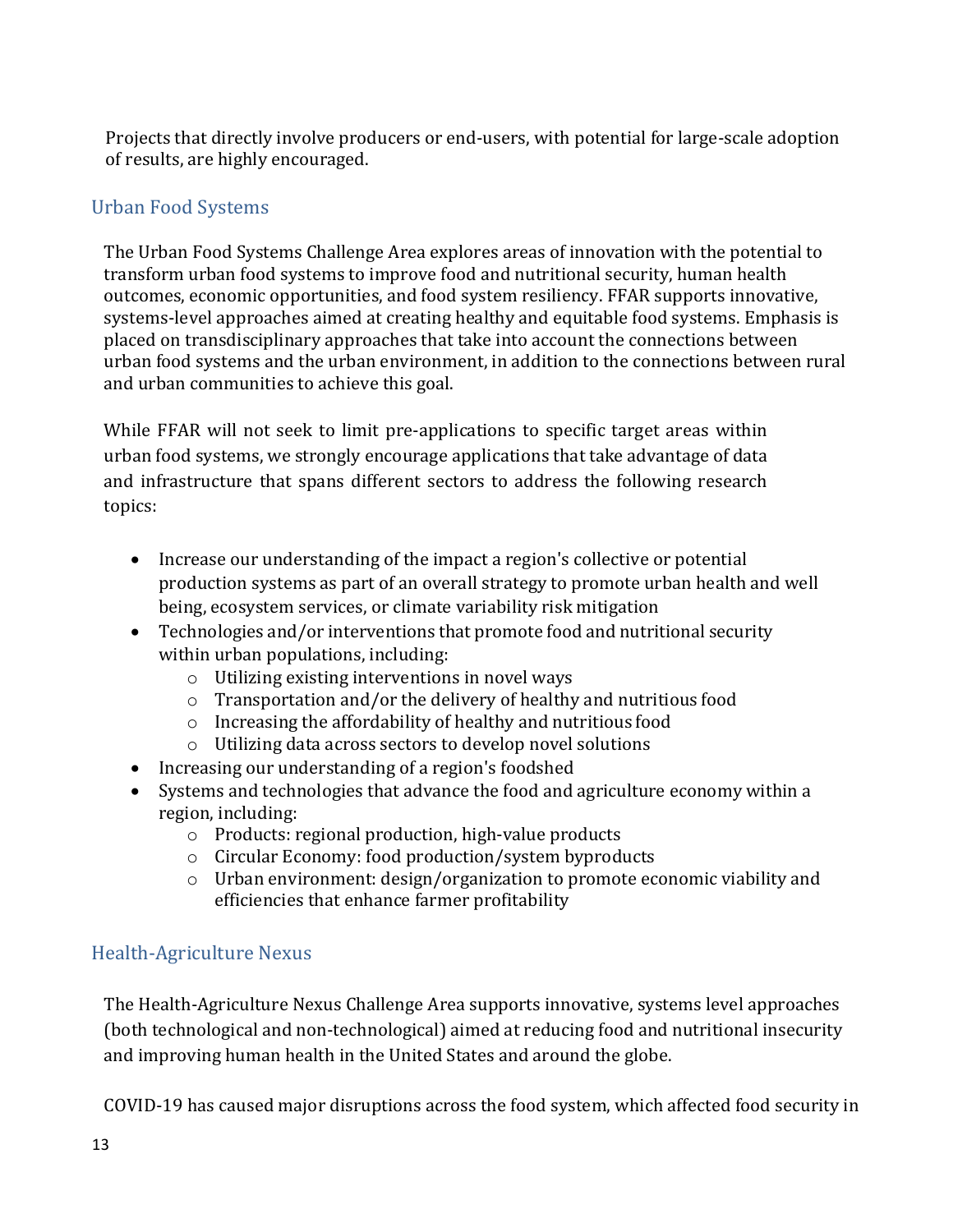Projects that directly involve producers or end-users, with potential for large-scale adoption of results, are highly encouraged.

## Urban Food Systems

The Urban Food Systems Challenge Area explores areas of innovation with the potential to transform urban food systems to improve food and nutritional security, human health outcomes, economic opportunities, and food system resiliency. FFAR supports innovative, systems-level approaches aimed at creating healthy and equitable food systems. Emphasis is placed on transdisciplinary approaches that take into account the connections between urban food systems and the urban environment, in addition to the connections between rural and urban communities to achieve this goal.

While FFAR will not seek to limit pre-applications to specific target areas within urban food systems, we strongly encourage applications that take advantage of data and infrastructure that spans different sectors to address the following research topics:

- Increase our understanding of the impact a region's collective or potential production systems as part of an overall strategy to promote urban health and well being, ecosystem services, or climate variability risk mitigation
- Technologies and/or interventions that promote food and nutritional security within urban populations, including:
    - Utilizing existing interventions in novel ways
    - Transportation and/or the delivery of healthy and nutritious food
    - Increasing the affordability of healthy and nutritious food
    - Utilizing data across sectors to develop novel solutions
- Increasing our understanding of a region's foodshed
- Systems and technologies that advance the food and agriculture economy within a region, including:
    - Products: regional production, high-value products
    - Circular Economy: food production/system byproducts
    - Urban environment: design/organization to promote economic viability and efficiencies that enhance farmer profitability

## Health-Agriculture Nexus

The Health-Agriculture Nexus Challenge Area supports innovative, systems level approaches (both technological and non-technological) aimed at reducing food and nutritional insecurity and improving human health in the United States and around the globe.

COVID-19 has caused major disruptions across the food system, which affected food security in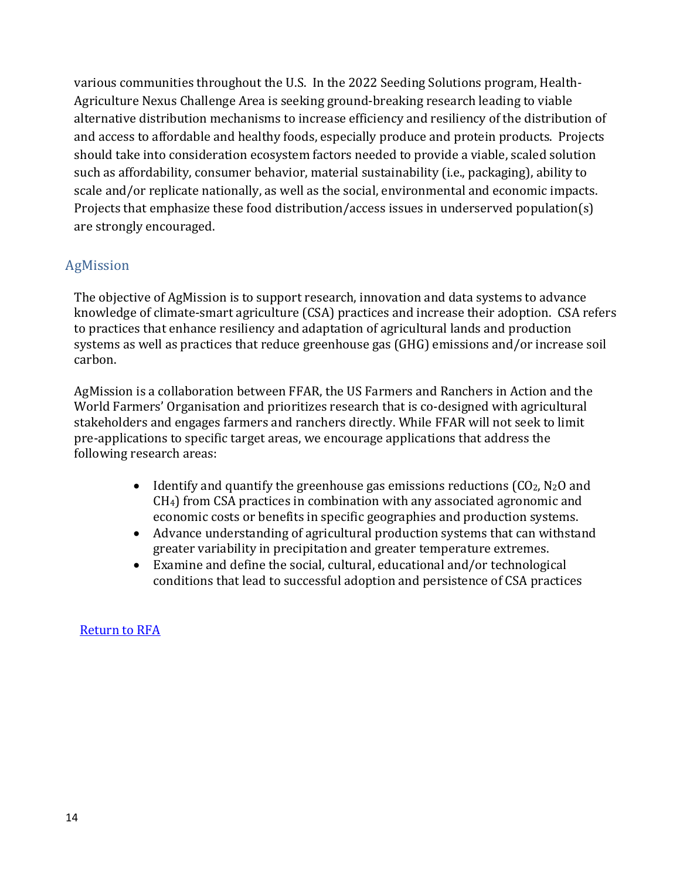various communities throughout the U.S. In the 2022 Seeding Solutions program, Health-Agriculture Nexus Challenge Area is seeking ground-breaking research leading to viable alternative distribution mechanisms to increase efficiency and resiliency of the distribution of and access to affordable and healthy foods, especially produce and protein products. Projects should take into consideration ecosystem factors needed to provide a viable, scaled solution such as affordability, consumer behavior, material sustainability (i.e., packaging), ability to scale and/or replicate nationally, as well as the social, environmental and economic impacts. Projects that emphasize these food distribution/access issues in underserved population(s) are strongly encouraged.

## AgMission

The objective of AgMission is to support research, innovation and data systems to advance knowledge of climate-smart agriculture (CSA) practices and increase their adoption. CSA refers to practices that enhance resiliency and adaptation of agricultural lands and production systems as well as practices that reduce greenhouse gas (GHG) emissions and/or increase soil carbon.

AgMission is a collaboration between FFAR, the US Farmers and Ranchers in Action and the World Farmers' Organisation and prioritizes research that is co-designed with agricultural stakeholders and engages farmers and ranchers directly. While FFAR will not seek to limit pre-applications to specific target areas, we encourage applications that address the following research areas:

- Identify and quantify the greenhouse gas emissions reductions ($CO_2$, $N_2O$ and $CH_4$) from CSA practices in combination with any associated agronomic and economic costs or benefits in specific geographies and production systems.
- Advance understanding of agricultural production systems that can withstand greater variability in precipitation and greater temperature extremes.
- Examine and define the social, cultural, educational and/or technological conditions that lead to successful adoption and persistence of CSA practices

Return to RFA